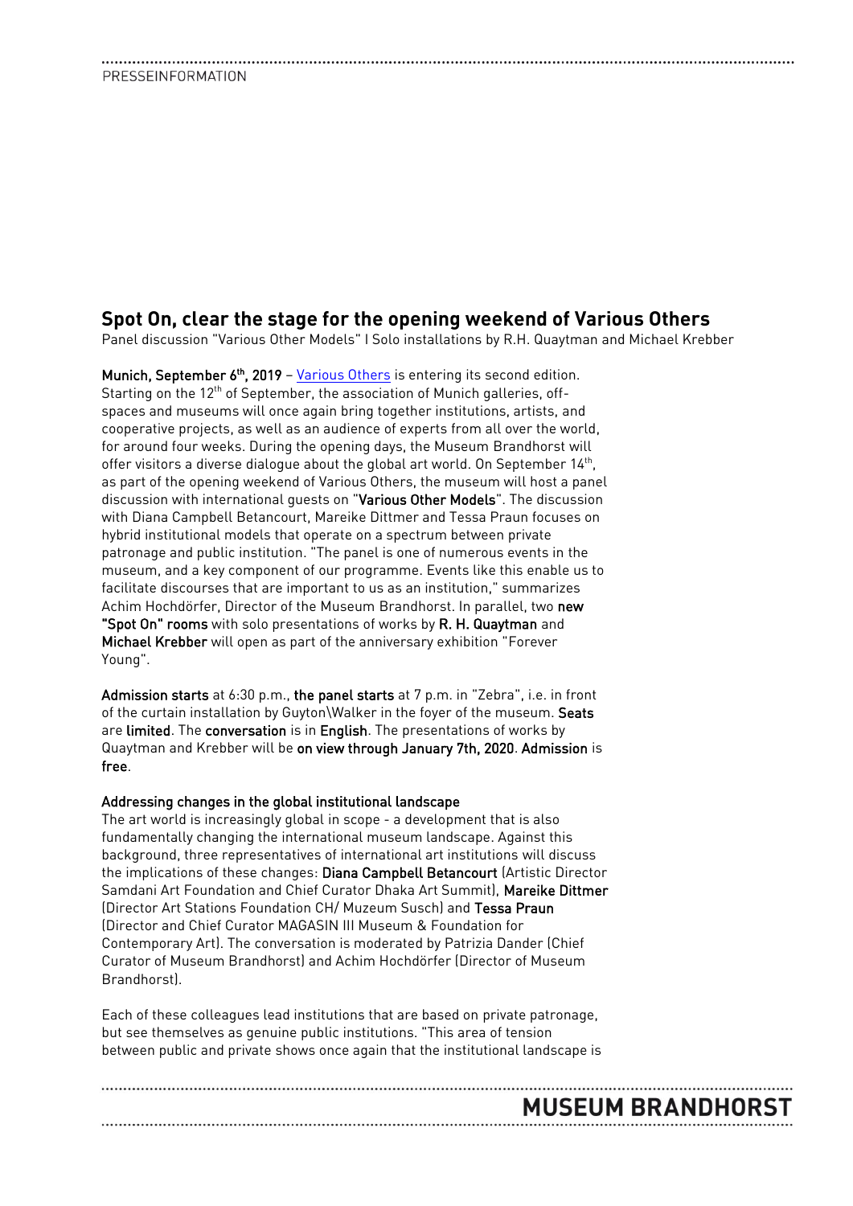PRESSEINFORMATION

## Spot On, clear the stage for the opening weekend of Various Others

Panel discussion "Various Other Models" I Solo installations by R.H. Quaytman and Michael Krebber

**Munich, September 6th, 2019** – Various Others is entering its second edition. Starting on the 12th of September, the association of Munich galleries, off-spaces and museums will once again bring together institutions, artists, and cooperative projects, as well as an audience of experts from all over the world, for around four weeks. During the opening days, the Museum Brandhorst will offer visitors a diverse dialogue about the global art world. On September 14th, as part of the opening weekend of Various Others, the museum will host a panel discussion with international guests on "**Various Other Models**". The discussion with Diana Campbell Betancourt, Mareike Dittmer and Tessa Praun focuses on hybrid institutional models that operate on a spectrum between private patronage and public institution. "The panel is one of numerous events in the museum, and a key component of our programme. Events like this enable us to facilitate discourses that are important to us as an institution," summarizes Achim Hochdörfer, Director of the Museum Brandhorst. In parallel, two **new "Spot On" rooms** with solo presentations of works by **R. H. Quaytman** and **Michael Krebber** will open as part of the anniversary exhibition "Forever Young".

**Admission starts** at 6:30 p.m., **the panel starts** at 7 p.m. in "Zebra", i.e. in front of the curtain installation by Guyton\Walker in the foyer of the museum. **Seats** are **limited**. The **conversation** is in **English**. The presentations of works by Quaytman and Krebber will be **on view through January 7th, 2020**. **Admission** is **free**.

### Addressing changes in the global institutional landscape

The art world is increasingly global in scope - a development that is also fundamentally changing the international museum landscape. Against this background, three representatives of international art institutions will discuss the implications of these changes: **Diana Campbell Betancourt** (Artistic Director Samdani Art Foundation and Chief Curator Dhaka Art Summit), **Mareike Dittmer** (Director Art Stations Foundation CH/ Muzeum Susch) and **Tessa Praun** (Director and Chief Curator MAGASIN III Museum & Foundation for Contemporary Art). The conversation is moderated by Patrizia Dander (Chief Curator of Museum Brandhorst) and Achim Hochdörfer (Director of Museum Brandhorst).

Each of these colleagues lead institutions that are based on private patronage, but see themselves as genuine public institutions. "This area of tension between public and private shows once again that the institutional landscape is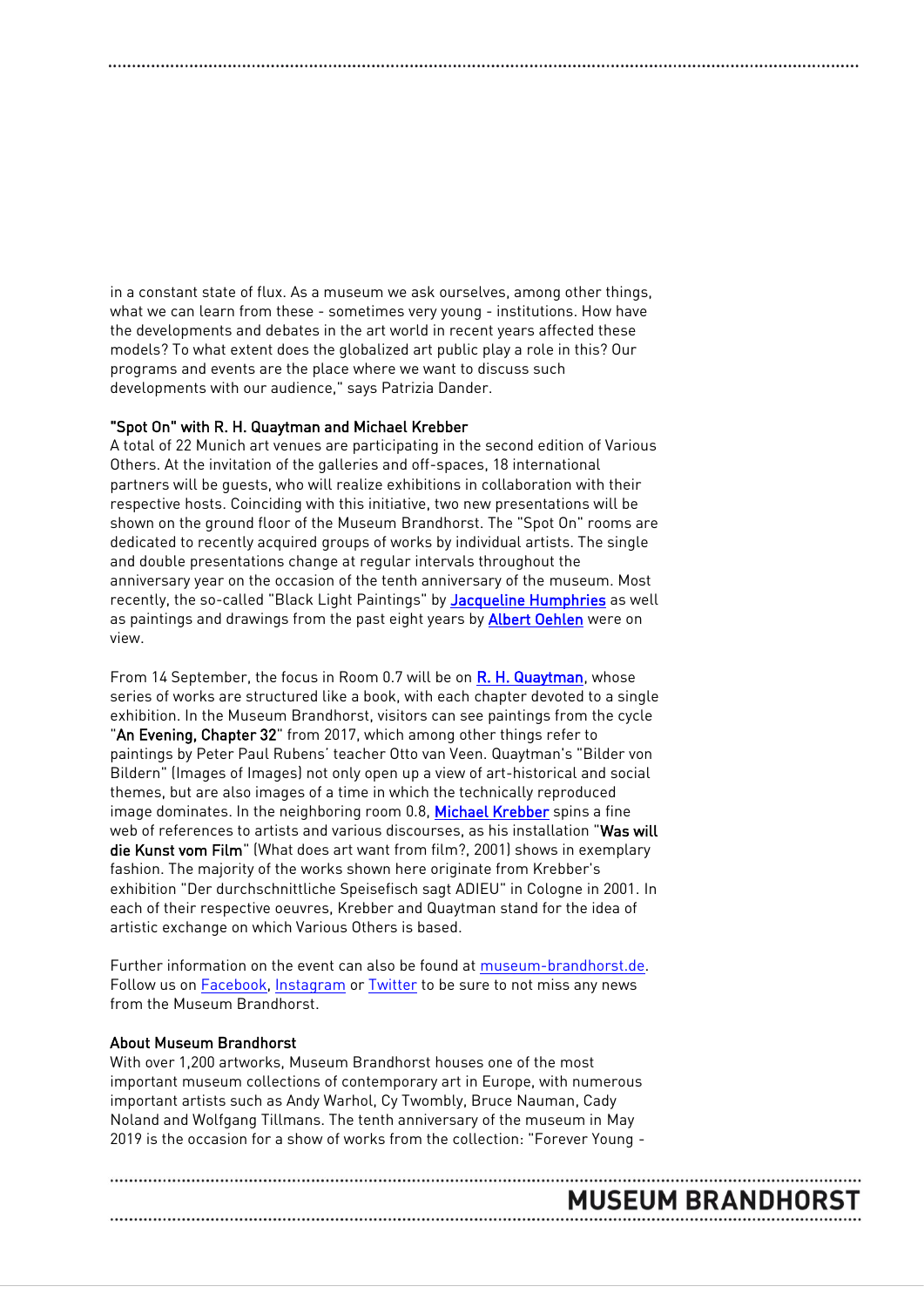in a constant state of flux. As a museum we ask ourselves, among other things, what we can learn from these - sometimes very young - institutions. How have the developments and debates in the art world in recent years affected these models? To what extent does the globalized art public play a role in this? Our programs and events are the place where we want to discuss such developments with our audience," says Patrizia Dander.

### "Spot On" with R. H. Quaytman and Michael Krebber

A total of 22 Munich art venues are participating in the second edition of Various Others. At the invitation of the galleries and off-spaces, 18 international partners will be guests, who will realize exhibitions in collaboration with their respective hosts. Coinciding with this initiative, two new presentations will be shown on the ground floor of the Museum Brandhorst. The "Spot On" rooms are dedicated to recently acquired groups of works by individual artists. The single and double presentations change at regular intervals throughout the anniversary year on the occasion of the tenth anniversary of the museum. Most recently, the so-called "Black Light Paintings" by **Jacqueline Humphries** as well as paintings and drawings from the past eight years by **Albert Oehlen** were on view.

From 14 September, the focus in Room 0.7 will be on **R. H. Quaytman**, whose series of works are structured like a book, with each chapter devoted to a single exhibition. In the Museum Brandhorst, visitors can see paintings from the cycle "**An Evening, Chapter 32**" from 2017, which among other things refer to paintings by Peter Paul Rubens' teacher Otto van Veen. Quaytman's "Bilder von Bildern" (Images of Images) not only open up a view of art-historical and social themes, but are also images of a time in which the technically reproduced image dominates. In the neighboring room 0.8, **Michael Krebber** spins a fine web of references to artists and various discourses, as his installation "**Was will die Kunst vom Film**" (What does art want from film?, 2001) shows in exemplary fashion. The majority of the works shown here originate from Krebber's exhibition "Der durchschnittliche Speisefisch sagt ADIEU" in Cologne in 2001. In each of their respective oeuvres, Krebber and Quaytman stand for the idea of artistic exchange on which Various Others is based.

Further information on the event can also be found at museum-brandhorst.de. Follow us on Facebook, Instagram or Twitter to be sure to not miss any news from the Museum Brandhorst.

### About Museum Brandhorst

With over 1,200 artworks, Museum Brandhorst houses one of the most important museum collections of contemporary art in Europe, with numerous important artists such as Andy Warhol, Cy Twombly, Bruce Nauman, Cady Noland and Wolfgang Tillmans. The tenth anniversary of the museum in May 2019 is the occasion for a show of works from the collection: "Forever Young -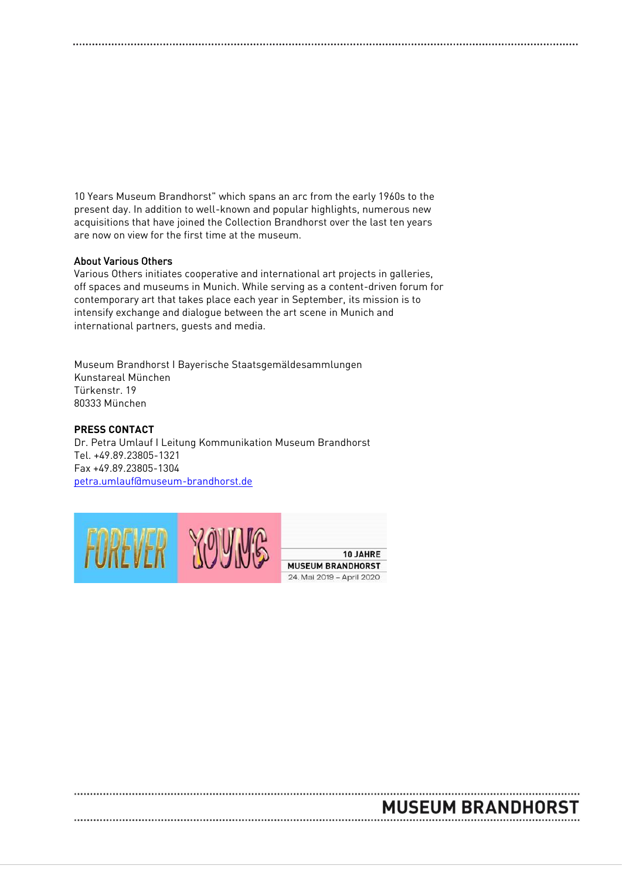10 Years Museum Brandhorst" which spans an arc from the early 1960s to the present day. In addition to well-known and popular highlights, numerous new acquisitions that have joined the Collection Brandhorst over the last ten years are now on view for the first time at the museum.

**About Various Others**

Various Others initiates cooperative and international art projects in galleries, off spaces and museums in Munich. While serving as a content-driven forum for contemporary art that takes place each year in September, its mission is to intensify exchange and dialogue between the art scene in Munich and international partners, guests and media.

Museum Brandhorst I Bayerische Staatsgemäldesammlungen
Kunstareal München
Türkenstr. 19
80333 München

**PRESS CONTACT**

Dr. Petra Umlauf I Leitung Kommunikation Museum Brandhorst
Tel. +49.89.23805-1321
Fax +49.89.23805-1304
petra.umlauf@museum-brandhorst.de

FOREVER YOUNG

10 JAHRE
MUSEUM BRANDHORST
24. Mai 2019 – April 2020